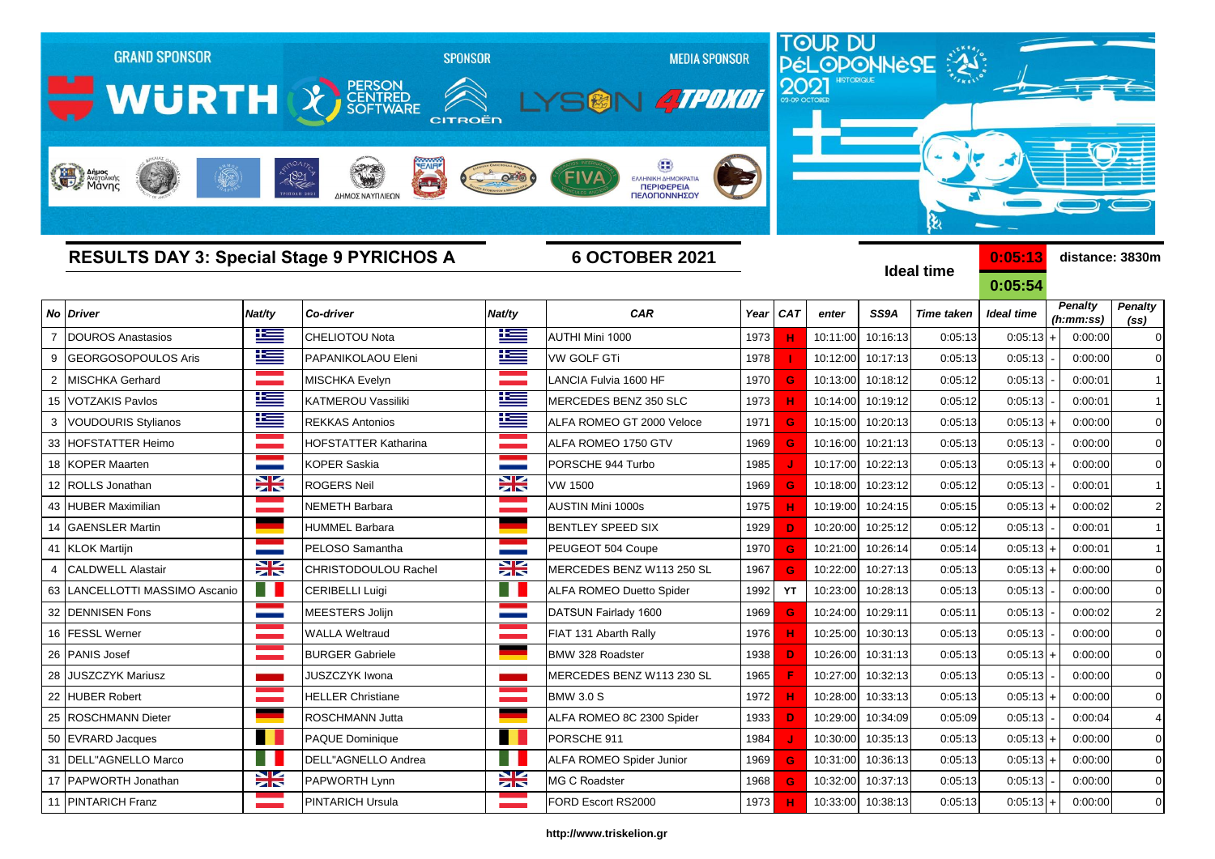GRAND SPONSOR WÜRTH | PERSON CENTRED SOFTWARE | SPONSOR CITROËN | MEDIA SPONSOR LYSON 4TPOXOI

TOUR DU PÉLOPONNÈSE 2021 HISTORIQUE 03-09 OCTOBER

## RESULTS DAY 3: Special Stage 9 PYRICHOS A

**6 OCTOBER 2021**

**Ideal time** 0:05:13 | 0:05:54

distance: 3830m

| No | Driver | Nat/ty | Co-driver | Nat/ty | CAR | Year | CAT | enter | SS9A | Time taken | Ideal time | | Penalty (h:mm:ss) | Penalty (ss) |
|---|---|---|---|---|---|---|---|---|---|---|---|---|---|---|
| 7 | DOUROS Anastasios | | CHELIOTOU Nota | | AUTHI Mini 1000 | 1973 | H | 10:11:00 | 10:16:13 | 0:05:13 | 0:05:13 | + | 0:00:00 | 0 |
| 9 | GEORGOSOPOULOS Aris | | PAPANIKOLAOU Eleni | | VW GOLF GTi | 1978 | I | 10:12:00 | 10:17:13 | 0:05:13 | 0:05:13 | - | 0:00:00 | 0 |
| 2 | MISCHKA Gerhard | | MISCHKA Evelyn | | LANCIA Fulvia 1600 HF | 1970 | G | 10:13:00 | 10:18:12 | 0:05:12 | 0:05:13 | - | 0:00:01 | 1 |
| 15 | VOTZAKIS Pavlos | | KATMEROU Vassiliki | | MERCEDES BENZ 350 SLC | 1973 | H | 10:14:00 | 10:19:12 | 0:05:12 | 0:05:13 | - | 0:00:01 | 1 |
| 3 | VOUDOURIS Stylianos | | REKKAS Antonios | | ALFA ROMEO GT 2000 Veloce | 1971 | G | 10:15:00 | 10:20:13 | 0:05:13 | 0:05:13 | + | 0:00:00 | 0 |
| 33 | HOFSTATTER Heimo | | HOFSTATTER Katharina | | ALFA ROMEO 1750 GTV | 1969 | G | 10:16:00 | 10:21:13 | 0:05:13 | 0:05:13 | - | 0:00:00 | 0 |
| 18 | KOPER Maarten | | KOPER Saskia | | PORSCHE 944 Turbo | 1985 | J | 10:17:00 | 10:22:13 | 0:05:13 | 0:05:13 | + | 0:00:00 | 0 |
| 12 | ROLLS Jonathan | | ROGERS Neil | | VW 1500 | 1969 | G | 10:18:00 | 10:23:12 | 0:05:12 | 0:05:13 | - | 0:00:01 | 1 |
| 43 | HUBER Maximilian | | NEMETH Barbara | | AUSTIN Mini 1000s | 1975 | H | 10:19:00 | 10:24:15 | 0:05:15 | 0:05:13 | + | 0:00:02 | 2 |
| 14 | GAENSLER Martin | | HUMMEL Barbara | | BENTLEY SPEED SIX | 1929 | D | 10:20:00 | 10:25:12 | 0:05:12 | 0:05:13 | - | 0:00:01 | 1 |
| 41 | KLOK Martijn | | PELOSO Samantha | | PEUGEOT 504 Coupe | 1970 | G | 10:21:00 | 10:26:14 | 0:05:14 | 0:05:13 | + | 0:00:01 | 1 |
| 4 | CALDWELL Alastair | | CHRISTODOULOU Rachel | | MERCEDES BENZ W113 250 SL | 1967 | G | 10:22:00 | 10:27:13 | 0:05:13 | 0:05:13 | + | 0:00:00 | 0 |
| 63 | LANCELLOTTI MASSIMO Ascanio | | CERIBELLI Luigi | | ALFA ROMEO Duetto Spider | 1992 | YT | 10:23:00 | 10:28:13 | 0:05:13 | 0:05:13 | - | 0:00:00 | 0 |
| 32 | DENNISEN Fons | | MEESTERS Jolijn | | DATSUN Fairlady 1600 | 1969 | G | 10:24:00 | 10:29:11 | 0:05:11 | 0:05:13 | - | 0:00:02 | 2 |
| 16 | FESSL Werner | | WALLA Weltraud | | FIAT 131 Abarth Rally | 1976 | H | 10:25:00 | 10:30:13 | 0:05:13 | 0:05:13 | - | 0:00:00 | 0 |
| 26 | PANIS Josef | | BURGER Gabriele | | BMW 328 Roadster | 1938 | D | 10:26:00 | 10:31:13 | 0:05:13 | 0:05:13 | + | 0:00:00 | 0 |
| 28 | JUSZCZYK Mariusz | | JUSZCZYK Iwona | | MERCEDES BENZ W113 230 SL | 1965 | F | 10:27:00 | 10:32:13 | 0:05:13 | 0:05:13 | - | 0:00:00 | 0 |
| 22 | HUBER Robert | | HELLER Christiane | | BMW 3.0 S | 1972 | H | 10:28:00 | 10:33:13 | 0:05:13 | 0:05:13 | + | 0:00:00 | 0 |
| 25 | ROSCHMANN Dieter | | ROSCHMANN Jutta | | ALFA ROMEO 8C 2300 Spider | 1933 | D | 10:29:00 | 10:34:09 | 0:05:09 | 0:05:13 | - | 0:00:04 | 4 |
| 50 | EVRARD Jacques | | PAQUE Dominique | | PORSCHE 911 | 1984 | J | 10:30:00 | 10:35:13 | 0:05:13 | 0:05:13 | + | 0:00:00 | 0 |
| 31 | DELL"AGNELLO Marco | | DELL"AGNELLO Andrea | | ALFA ROMEO Spider Junior | 1969 | G | 10:31:00 | 10:36:13 | 0:05:13 | 0:05:13 | + | 0:00:00 | 0 |
| 17 | PAPWORTH Jonathan | | PAPWORTH Lynn | | MG C Roadster | 1968 | G | 10:32:00 | 10:37:13 | 0:05:13 | 0:05:13 | - | 0:00:00 | 0 |
| 11 | PINTARICH Franz | | PINTARICH Ursula | | FORD Escort RS2000 | 1973 | H | 10:33:00 | 10:38:13 | 0:05:13 | 0:05:13 | + | 0:00:00 | 0 |

http://www.triskelion.gr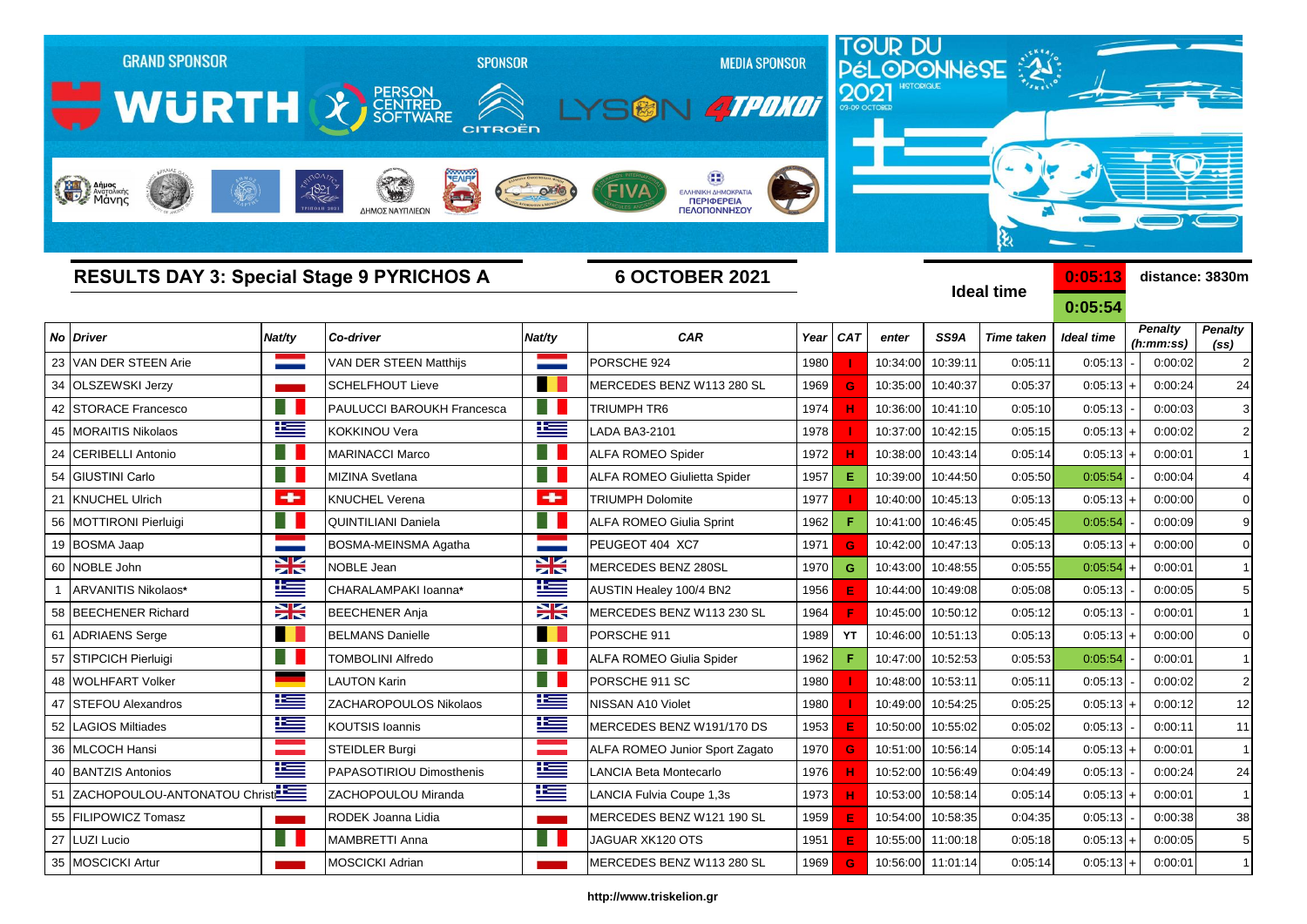GRAND SPONSOR WÜRTH — SPONSOR PERSON CENTRED SOFTWARE, CITROËN — MEDIA SPONSOR LYSON 4TPOXOI

TOUR DU PÉLOPONNÈSE HISTORIQUE 2021 — 03-09 OCTOBER

## RESULTS DAY 3: Special Stage 9 PYRICHOS A

**6 OCTOBER 2021**

**Ideal time** 0:05:13 / 0:05:54 — **distance: 3830m**

| No | Driver | Nat/ty | Co-driver | Nat/ty | CAR | Year | CAT | enter | SS9A | Time taken | Ideal time | | Penalty (h:mm:ss) | Penalty (ss) |
|---|---|---|---|---|---|---|---|---|---|---|---|---|---|---|
| 23 | VAN DER STEEN Arie | | VAN DER STEEN Matthijs | | PORSCHE 924 | 1980 | I | 10:34:00 | 10:39:11 | 0:05:11 | 0:05:13 | - | 0:00:02 | 2 |
| 34 | OLSZEWSKI Jerzy | | SCHELFHOUT Lieve | | MERCEDES BENZ W113 280 SL | 1969 | G | 10:35:00 | 10:40:37 | 0:05:37 | 0:05:13 | + | 0:00:24 | 24 |
| 42 | STORACE Francesco | | PAULUCCI BAROUKH Francesca | | TRIUMPH TR6 | 1974 | H | 10:36:00 | 10:41:10 | 0:05:10 | 0:05:13 | - | 0:00:03 | 3 |
| 45 | MORAITIS Nikolaos | | KOKKINOU Vera | | LADA BA3-2101 | 1978 | I | 10:37:00 | 10:42:15 | 0:05:15 | 0:05:13 | + | 0:00:02 | 2 |
| 24 | CERIBELLI Antonio | | MARINACCI Marco | | ALFA ROMEO Spider | 1972 | H | 10:38:00 | 10:43:14 | 0:05:14 | 0:05:13 | + | 0:00:01 | 1 |
| 54 | GIUSTINI Carlo | | MIZINA Svetlana | | ALFA ROMEO Giulietta Spider | 1957 | E | 10:39:00 | 10:44:50 | 0:05:50 | 0:05:54 | - | 0:00:04 | 4 |
| 21 | KNUCHEL Ulrich | | KNUCHEL Verena | | TRIUMPH Dolomite | 1977 | I | 10:40:00 | 10:45:13 | 0:05:13 | 0:05:13 | + | 0:00:00 | 0 |
| 56 | MOTTIRONI Pierluigi | | QUINTILIANI Daniela | | ALFA ROMEO Giulia Sprint | 1962 | F | 10:41:00 | 10:46:45 | 0:05:45 | 0:05:54 | - | 0:00:09 | 9 |
| 19 | BOSMA Jaap | | BOSMA-MEINSMA Agatha | | PEUGEOT 404 XC7 | 1971 | G | 10:42:00 | 10:47:13 | 0:05:13 | 0:05:13 | + | 0:00:00 | 0 |
| 60 | NOBLE John | | NOBLE Jean | | MERCEDES BENZ 280SL | 1970 | G | 10:43:00 | 10:48:55 | 0:05:55 | 0:05:54 | + | 0:00:01 | 1 |
| 1 | ARVANITIS Nikolaos* | | CHARALAMPAKI Ioanna* | | AUSTIN Healey 100/4 BN2 | 1956 | E | 10:44:00 | 10:49:08 | 0:05:08 | 0:05:13 | - | 0:00:05 | 5 |
| 58 | BEECHENER Richard | | BEECHENER Anja | | MERCEDES BENZ W113 230 SL | 1964 | F | 10:45:00 | 10:50:12 | 0:05:12 | 0:05:13 | - | 0:00:01 | 1 |
| 61 | ADRIAENS Serge | | BELMANS Danielle | | PORSCHE 911 | 1989 | YT | 10:46:00 | 10:51:13 | 0:05:13 | 0:05:13 | + | 0:00:00 | 0 |
| 57 | STIPCICH Pierluigi | | TOMBOLINI Alfredo | | ALFA ROMEO Giulia Spider | 1962 | F | 10:47:00 | 10:52:53 | 0:05:53 | 0:05:54 | - | 0:00:01 | 1 |
| 48 | WOLHFART Volker | | LAUTON Karin | | PORSCHE 911 SC | 1980 | I | 10:48:00 | 10:53:11 | 0:05:11 | 0:05:13 | - | 0:00:02 | 2 |
| 47 | STEFOU Alexandros | | ZACHAROPOULOS Nikolaos | | NISSAN A10 Violet | 1980 | I | 10:49:00 | 10:54:25 | 0:05:25 | 0:05:13 | + | 0:00:12 | 12 |
| 52 | LAGIOS Miltiades | | KOUTSIS Ioannis | | MERCEDES BENZ W191/170 DS | 1953 | E | 10:50:00 | 10:55:02 | 0:05:02 | 0:05:13 | - | 0:00:11 | 11 |
| 36 | MLCOCH Hansi | | STEIDLER Burgi | | ALFA ROMEO Junior Sport Zagato | 1970 | G | 10:51:00 | 10:56:14 | 0:05:14 | 0:05:13 | + | 0:00:01 | 1 |
| 40 | BANTZIS Antonios | | PAPASOTIRIOU Dimosthenis | | LANCIA Beta Montecarlo | 1976 | H | 10:52:00 | 10:56:49 | 0:04:49 | 0:05:13 | - | 0:00:24 | 24 |
| 51 | ZACHOPOULOU-ANTONATOU Christi | | ZACHOPOULOU Miranda | | LANCIA Fulvia Coupe 1,3s | 1973 | H | 10:53:00 | 10:58:14 | 0:05:14 | 0:05:13 | + | 0:00:01 | 1 |
| 55 | FILIPOWICZ Tomasz | | RODEK Joanna Lidia | | MERCEDES BENZ W121 190 SL | 1959 | E | 10:54:00 | 10:58:35 | 0:04:35 | 0:05:13 | - | 0:00:38 | 38 |
| 27 | LUZI Lucio | | MAMBRETTI Anna | | JAGUAR XK120 OTS | 1951 | E | 10:55:00 | 11:00:18 | 0:05:18 | 0:05:13 | + | 0:00:05 | 5 |
| 35 | MOSCICKI Artur | | MOSCICKI Adrian | | MERCEDES BENZ W113 280 SL | 1969 | G | 10:56:00 | 11:01:14 | 0:05:14 | 0:05:13 | + | 0:00:01 | 1 |

http://www.triskelion.gr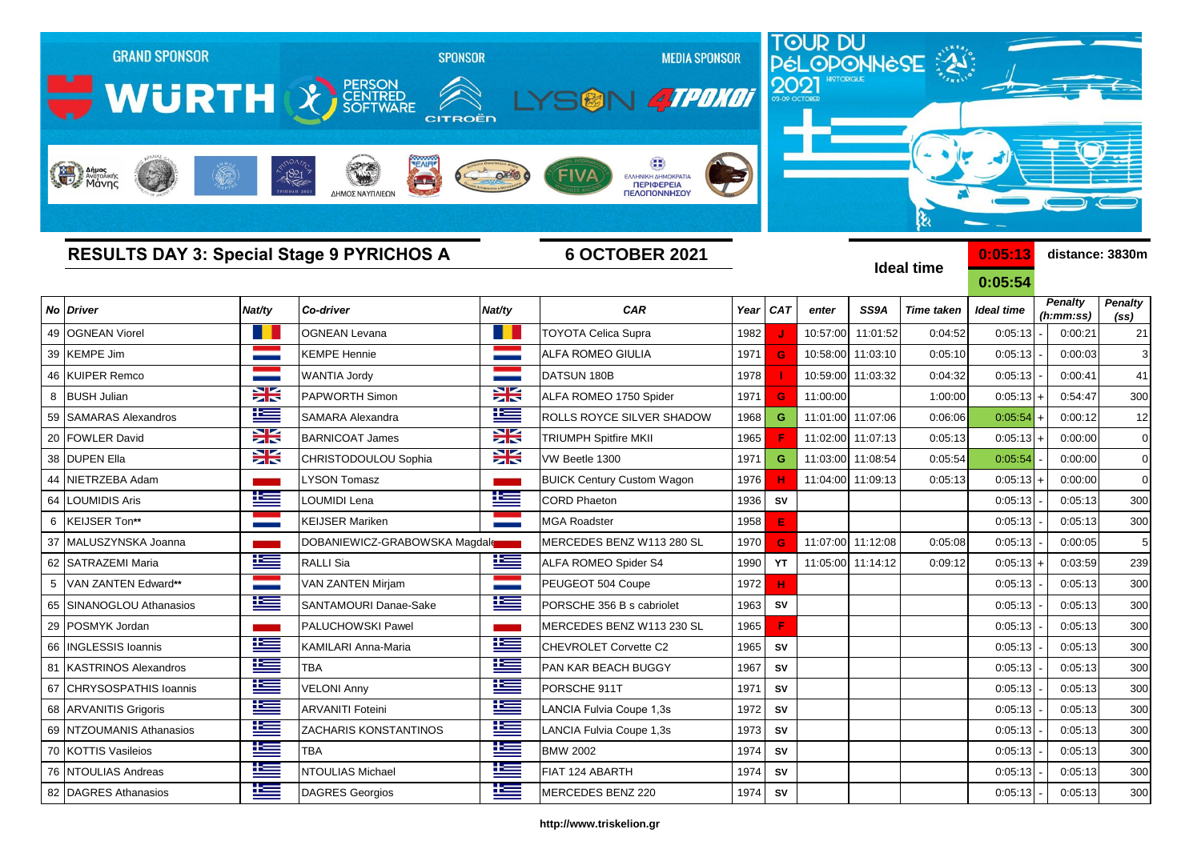GRAND SPONSOR WÜRTH — SPONSOR PERSON CENTRED SOFTWARE, CITROËN — MEDIA SPONSOR LYSON, 4TPOXOI

TOUR DU PÉLOPONNÈSE 2021 HISTORIQUE 03-09 OCTOBER

## RESULTS DAY 3: Special Stage 9 PYRICHOS A

**6 OCTOBER 2021**

**Ideal time** 0:05:13 / 0:05:54 — **distance: 3830m**

| No | Driver | Nat/ty | Co-driver | Nat/ty | CAR | Year | CAT | enter | SS9A | Time taken | Ideal time | | Penalty (h:mm:ss) | Penalty (ss) |
|---|---|---|---|---|---|---|---|---|---|---|---|---|---|---|
| 49 | OGNEAN Viorel | | OGNEAN Levana | | TOYOTA Celica Supra | 1982 | J | 10:57:00 | 11:01:52 | 0:04:52 | 0:05:13 | - | 0:00:21 | 21 |
| 39 | KEMPE Jim | | KEMPE Hennie | | ALFA ROMEO GIULIA | 1971 | G | 10:58:00 | 11:03:10 | 0:05:10 | 0:05:13 | - | 0:00:03 | 3 |
| 46 | KUIPER Remco | | WANTIA Jordy | | DATSUN 180B | 1978 | I | 10:59:00 | 11:03:32 | 0:04:32 | 0:05:13 | - | 0:00:41 | 41 |
| 8 | BUSH Julian | | PAPWORTH Simon | | ALFA ROMEO 1750 Spider | 1971 | G | 11:00:00 | | 1:00:00 | 0:05:13 | + | 0:54:47 | 300 |
| 59 | SAMARAS Alexandros | | SAMARA Alexandra | | ROLLS ROYCE SILVER SHADOW | 1968 | G | 11:01:00 | 11:07:06 | 0:06:06 | 0:05:54 | + | 0:00:12 | 12 |
| 20 | FOWLER David | | BARNICOAT James | | TRIUMPH Spitfire MKII | 1965 | F | 11:02:00 | 11:07:13 | 0:05:13 | 0:05:13 | + | 0:00:00 | 0 |
| 38 | DUPEN Ella | | CHRISTODOULOU Sophia | | VW Beetle 1300 | 1971 | G | 11:03:00 | 11:08:54 | 0:05:54 | 0:05:54 | - | 0:00:00 | 0 |
| 44 | NIETRZEBA Adam | | LYSON Tomasz | | BUICK Century Custom Wagon | 1976 | H | 11:04:00 | 11:09:13 | 0:05:13 | 0:05:13 | + | 0:00:00 | 0 |
| 64 | LOUMIDIS Aris | | LOUMIDI Lena | | CORD Phaeton | 1936 | SV | | | | 0:05:13 | - | 0:05:13 | 300 |
| 6 | KEIJSER Ton** | | KEIJSER Mariken | | MGA Roadster | 1958 | E | | | | 0:05:13 | - | 0:05:13 | 300 |
| 37 | MALUSZYNSKA Joanna | | DOBANIEWICZ-GRABOWSKA Magdale | | MERCEDES BENZ W113 280 SL | 1970 | G | 11:07:00 | 11:12:08 | 0:05:08 | 0:05:13 | - | 0:00:05 | 5 |
| 62 | SATRAZEMI Maria | | RALLI Sia | | ALFA ROMEO Spider S4 | 1990 | YT | 11:05:00 | 11:14:12 | 0:09:12 | 0:05:13 | + | 0:03:59 | 239 |
| 5 | VAN ZANTEN Edward** | | VAN ZANTEN Mirjam | | PEUGEOT 504 Coupe | 1972 | H | | | | 0:05:13 | - | 0:05:13 | 300 |
| 65 | SINANOGLOU Athanasios | | SANTAMOURI Danae-Sake | | PORSCHE 356 B s cabriolet | 1963 | SV | | | | 0:05:13 | - | 0:05:13 | 300 |
| 29 | POSMYK Jordan | | PALUCHOWSKI Pawel | | MERCEDES BENZ W113 230 SL | 1965 | F | | | | 0:05:13 | - | 0:05:13 | 300 |
| 66 | INGLESSIS Ioannis | | KAMILARI Anna-Maria | | CHEVROLET Corvette C2 | 1965 | SV | | | | 0:05:13 | - | 0:05:13 | 300 |
| 81 | KASTRINOS Alexandros | | TBA | | PAN KAR BEACH BUGGY | 1967 | SV | | | | 0:05:13 | - | 0:05:13 | 300 |
| 67 | CHRYSOSPATHIS Ioannis | | VELONI Anny | | PORSCHE 911T | 1971 | SV | | | | 0:05:13 | - | 0:05:13 | 300 |
| 68 | ARVANITIS Grigoris | | ARVANITI Foteini | | LANCIA Fulvia Coupe 1,3s | 1972 | SV | | | | 0:05:13 | - | 0:05:13 | 300 |
| 69 | NTZOUMANIS Athanasios | | ZACHARIS KONSTANTINOS | | LANCIA Fulvia Coupe 1,3s | 1973 | SV | | | | 0:05:13 | - | 0:05:13 | 300 |
| 70 | KOTTIS Vasileios | | TBA | | BMW 2002 | 1974 | SV | | | | 0:05:13 | - | 0:05:13 | 300 |
| 76 | NTOULIAS Andreas | | NTOULIAS Michael | | FIAT 124 ABARTH | 1974 | SV | | | | 0:05:13 | - | 0:05:13 | 300 |
| 82 | DAGRES Athanasios | | DAGRES Georgios | | MERCEDES BENZ 220 | 1974 | SV | | | | 0:05:13 | - | 0:05:13 | 300 |

http://www.triskelion.gr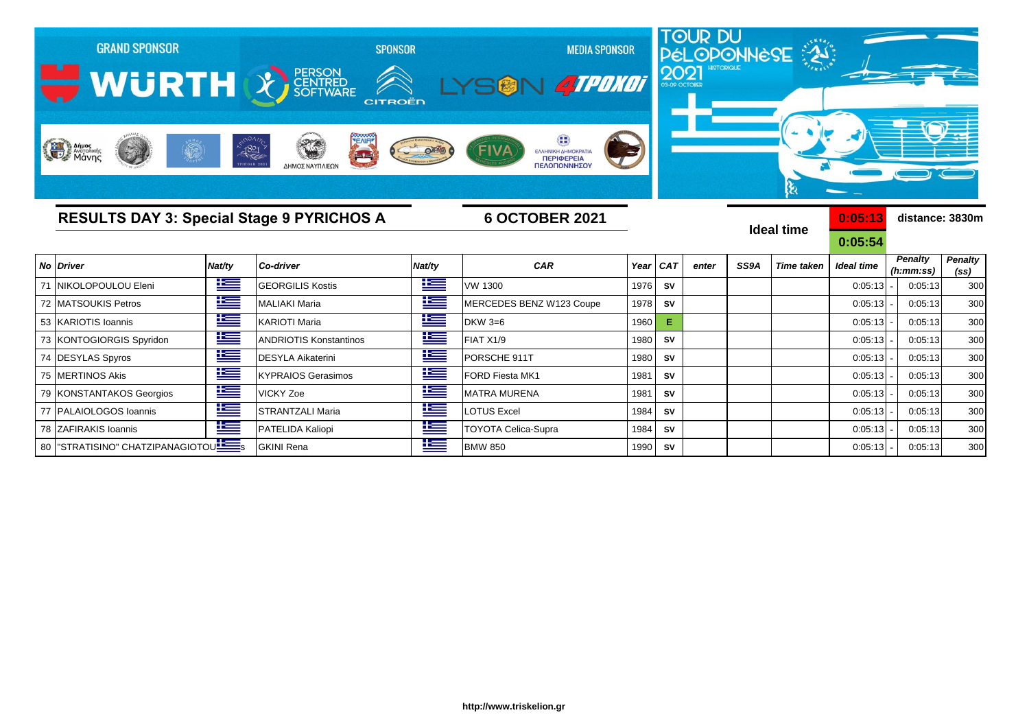GRAND SPONSOR

SPONSOR

MEDIA SPONSOR

TOUR DU PÉLOPONNÈSE 2021 HISTORIQUE

## RESULTS DAY 3: Special Stage 9 PYRICHOS A

**6 OCTOBER 2021**

**Ideal time** 0:05:13 0:05:54

**distance: 3830m**

| No | Driver | Nat/ty | Co-driver | Nat/ty | CAR | Year | CAT | enter | SS9A | Time taken | Ideal time | | Penalty (h:mm:ss) | Penalty (ss) |
|---|---|---|---|---|---|---|---|---|---|---|---|---|---|---|
| 71 | NIKOLOPOULOU Eleni | | GEORGILIS Kostis | | VW 1300 | 1976 | SV | | | | 0:05:13 | - | 0:05:13 | 300 |
| 72 | MATSOUKIS Petros | | MALIAKI Maria | | MERCEDES BENZ W123 Coupe | 1978 | SV | | | | 0:05:13 | - | 0:05:13 | 300 |
| 53 | KARIOTIS Ioannis | | KARIOTI Maria | | DKW 3=6 | 1960 | E | | | | 0:05:13 | - | 0:05:13 | 300 |
| 73 | KONTOGIORGIS Spyridon | | ANDRIOTIS Konstantinos | | FIAT X1/9 | 1980 | SV | | | | 0:05:13 | - | 0:05:13 | 300 |
| 74 | DESYLAS Spyros | | DESYLA Aikaterini | | PORSCHE 911T | 1980 | SV | | | | 0:05:13 | - | 0:05:13 | 300 |
| 75 | MERTINOS Akis | | KYPRAIOS Gerasimos | | FORD Fiesta MK1 | 1981 | SV | | | | 0:05:13 | - | 0:05:13 | 300 |
| 79 | KONSTANTAKOS Georgios | | VICKY Zoe | | MATRA MURENA | 1981 | SV | | | | 0:05:13 | - | 0:05:13 | 300 |
| 77 | PALAIOLOGOS Ioannis | | STRANTZALI Maria | | LOTUS Excel | 1984 | SV | | | | 0:05:13 | - | 0:05:13 | 300 |
| 78 | ZAFIRAKIS Ioannis | | PATELIDA Kaliopi | | TOYOTA Celica-Supra | 1984 | SV | | | | 0:05:13 | - | 0:05:13 | 300 |
| 80 | "STRATISINO" CHATZIPANAGIOTOU | | GKINI Rena | | BMW 850 | 1990 | SV | | | | 0:05:13 | - | 0:05:13 | 300 |

http://www.triskelion.gr